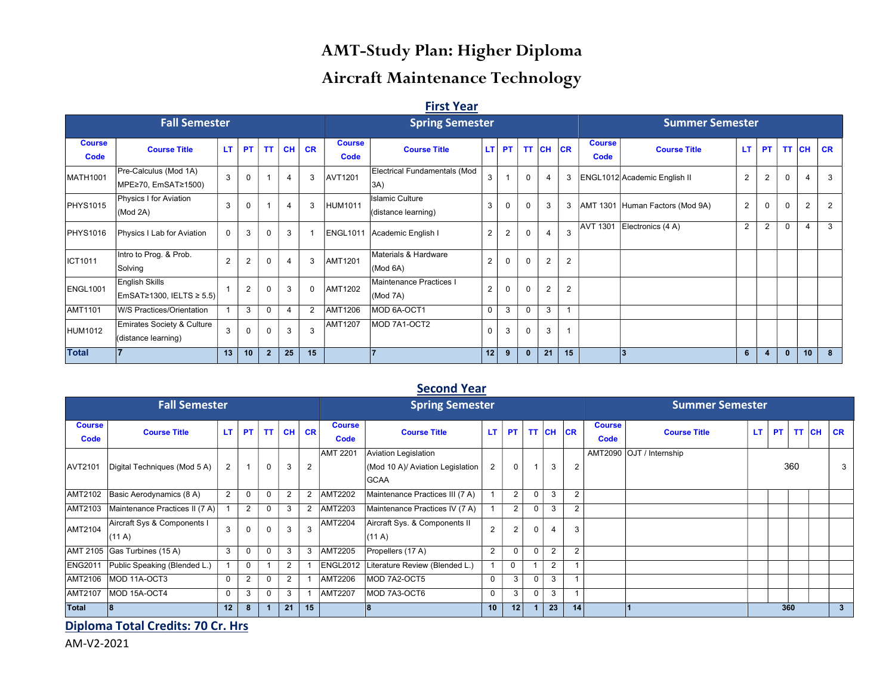# AMT-Study Plan: Higher Diploma

# Aircraft Maintenance Technology

## First Year

| Fall Semester | | | | | | | Spring Semester | | | | | | | Summer Semester | | | | | | |
|---|---|---|---|---|---|---|---|---|---|---|---|---|---|---|---|---|---|---|---|---|
| Course Code | Course Title | LT | PT | TT | CH | CR | Course Code | Course Title | LT | PT | TT | CH | CR | Course Code | Course Title | LT | PT | TT | CH | CR |
| MATH1001 | Pre-Calculus (Mod 1A) MPE≥70, EmSAT≥1500) | 3 | 0 | 1 | 4 | 3 | AVT1201 | Electrical Fundamentals (Mod 3A) | 3 | 1 | 0 | 4 | 3 | ENGL1012 | Academic English II | 2 | 2 | 0 | 4 | 3 |
| PHYS1015 | Physics I for Aviation (Mod 2A) | 3 | 0 | 1 | 4 | 3 | HUM1011 | Islamic Culture (distance learning) | 3 | 0 | 0 | 3 | 3 | AMT 1301 | Human Factors (Mod 9A) | 2 | 0 | 0 | 2 | 2 |
| PHYS1016 | Physics I Lab for Aviation | 0 | 3 | 0 | 3 | 1 | ENGL1011 | Academic English I | 2 | 2 | 0 | 4 | 3 | AVT 1301 | Electronics (4 A) | 2 | 2 | 0 | 4 | 3 |
| ICT1011 | Intro to Prog. & Prob. Solving | 2 | 2 | 0 | 4 | 3 | AMT1201 | Materials & Hardware (Mod 6A) | 2 | 0 | 0 | 2 | 2 | | | | | | | |
| ENGL1001 | English Skills EmSAT≥1300, IELTS ≥ 5.5) | 1 | 2 | 0 | 3 | 0 | AMT1202 | Maintenance Practices I (Mod 7A) | 2 | 0 | 0 | 2 | 2 | | | | | | | |
| AMT1101 | W/S Practices/Orientation | 1 | 3 | 0 | 4 | 2 | AMT1206 | MOD 6A-OCT1 | 0 | 3 | 0 | 3 | 1 | | | | | | | |
| HUM1012 | Emirates Society & Culture (distance learning) | 3 | 0 | 0 | 3 | 3 | AMT1207 | MOD 7A1-OCT2 | 0 | 3 | 0 | 3 | 1 | | | | | | | |
| **Total** | **7** | **13** | **10** | **2** | **25** | **15** | | **7** | **12** | **9** | **0** | **21** | **15** | | **3** | **6** | **4** | **0** | **10** | **8** |

## Second Year

| Fall Semester | | | | | | | Spring Semester | | | | | | | Summer Semester | | | | | | |
|---|---|---|---|---|---|---|---|---|---|---|---|---|---|---|---|---|---|---|---|---|
| Course Code | Course Title | LT | PT | TT | CH | CR | Course Code | Course Title | LT | PT | TT | CH | CR | Course Code | Course Title | LT | PT | TT | CH | CR |
| AVT2101 | Digital Techniques (Mod 5 A) | 2 | 1 | 0 | 3 | 2 | AMT 2201 | Aviation Legislation (Mod 10 A)/ Aviation Legislation GCAA | 2 | 0 | 1 | 3 | 2 | AMT2090 | OJT / Internship | 360 | | | | 3 |
| AMT2102 | Basic Aerodynamics (8 A) | 2 | 0 | 0 | 2 | 2 | AMT2202 | Maintenance Practices III (7 A) | 1 | 2 | 0 | 3 | 2 | | | | | | | |
| AMT2103 | Maintenance Practices II (7 A) | 1 | 2 | 0 | 3 | 2 | AMT2203 | Maintenance Practices IV (7 A) | 1 | 2 | 0 | 3 | 2 | | | | | | | |
| AMT2104 | Aircraft Sys & Components I (11 A) | 3 | 0 | 0 | 3 | 3 | AMT2204 | Aircraft Sys. & Components II (11 A) | 2 | 2 | 0 | 4 | 3 | | | | | | | |
| AMT 2105 | Gas Turbines (15 A) | 3 | 0 | 0 | 3 | 3 | AMT2205 | Propellers (17 A) | 2 | 0 | 0 | 2 | 2 | | | | | | | |
| ENG2011 | Public Speaking (Blended L.) | 1 | 0 | 1 | 2 | 1 | ENGL2012 | Literature Review (Blended L.) | 1 | 0 | 1 | 2 | 1 | | | | | | | |
| AMT2106 | MOD 11A-OCT3 | 0 | 2 | 0 | 2 | 1 | AMT2206 | MOD 7A2-OCT5 | 0 | 3 | 0 | 3 | 1 | | | | | | | |
| AMT2107 | MOD 15A-OCT4 | 0 | 3 | 0 | 3 | 1 | AMT2207 | MOD 7A3-OCT6 | 0 | 3 | 0 | 3 | 1 | | | | | | | |
| **Total** | **8** | **12** | **8** | **1** | **21** | **15** | | **8** | **10** | **12** | **1** | **23** | **14** | | **1** | **360** | | | | **3** |

**Diploma Total Credits: 70 Cr. Hrs**

AM-V2-2021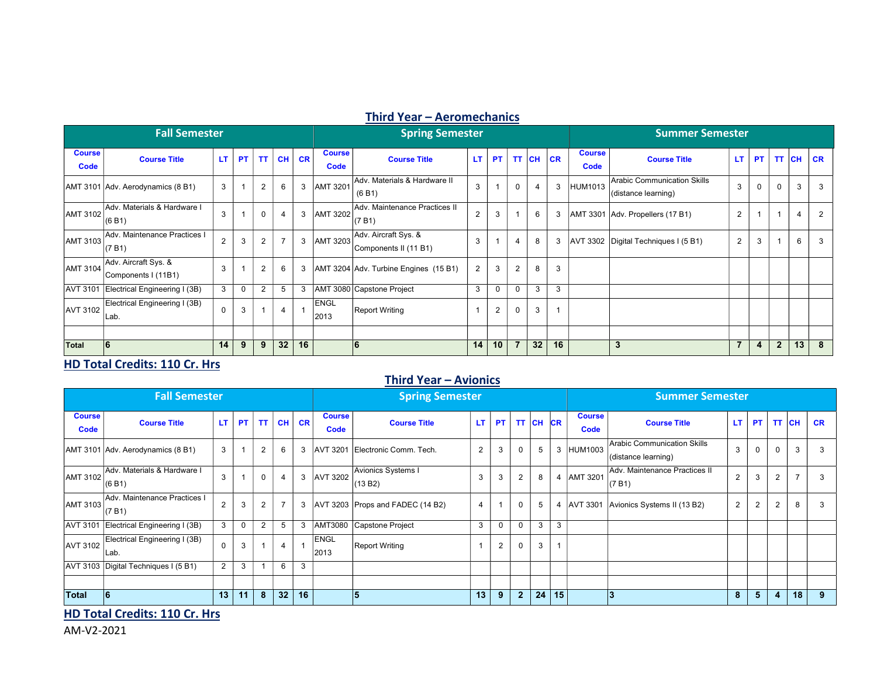## Third Year – Aeromechanics

| Fall Semester | | | | | | | Spring Semester | | | | | | | Summer Semester | | | | | | |
|---|---|---|---|---|---|---|---|---|---|---|---|---|---|---|---|---|---|---|---|---|
| Course Code | Course Title | LT | PT | TT | CH | CR | Course Code | Course Title | LT | PT | TT | CH | CR | Course Code | Course Title | LT | PT | TT | CH | CR |
| AMT 3101 | Adv. Aerodynamics (8 B1) | 3 | 1 | 2 | 6 | 3 | AMT 3201 | Adv. Materials & Hardware II (6 B1) | 3 | 1 | 0 | 4 | 3 | HUM1013 | Arabic Communication Skills (distance learning) | 3 | 0 | 0 | 3 | 3 |
| AMT 3102 | Adv. Materials & Hardware I (6 B1) | 3 | 1 | 0 | 4 | 3 | AMT 3202 | Adv. Maintenance Practices II (7 B1) | 2 | 3 | 1 | 6 | 3 | AMT 3301 | Adv. Propellers (17 B1) | 2 | 1 | 1 | 4 | 2 |
| AMT 3103 | Adv. Maintenance Practices I (7 B1) | 2 | 3 | 2 | 7 | 3 | AMT 3203 | Adv. Aircraft Sys. & Components II (11 B1) | 3 | 1 | 4 | 8 | 3 | AVT 3302 | Digital Techniques I (5 B1) | 2 | 3 | 1 | 6 | 3 |
| AMT 3104 | Adv. Aircraft Sys. & Components I (11B1) | 3 | 1 | 2 | 6 | 3 | AMT 3204 | Adv. Turbine Engines (15 B1) | 2 | 3 | 2 | 8 | 3 | | | | | | | |
| AVT 3101 | Electrical Engineering I (3B) | 3 | 0 | 2 | 5 | 3 | AMT 3080 | Capstone Project | 3 | 0 | 0 | 3 | 3 | | | | | | | |
| AVT 3102 | Electrical Engineering I (3B) Lab. | 0 | 3 | 1 | 4 | 1 | ENGL 2013 | Report Writing | 1 | 2 | 0 | 3 | 1 | | | | | | | |
| | | | | | | | | | | | | | | | | | | | | |
| **Total** | **6** | **14** | **9** | **9** | **32** | **16** | | **6** | **14** | **10** | **7** | **32** | **16** | | **3** | **7** | **4** | **2** | **13** | **8** |

**HD Total Credits: 110 Cr. Hrs**

## Third Year – Avionics

| Fall Semester | | | | | | | Spring Semester | | | | | | | Summer Semester | | | | | | |
|---|---|---|---|---|---|---|---|---|---|---|---|---|---|---|---|---|---|---|---|---|
| Course Code | Course Title | LT | PT | TT | CH | CR | Course Code | Course Title | LT | PT | TT | CH | CR | Course Code | Course Title | LT | PT | TT | CH | CR |
| AMT 3101 | Adv. Aerodynamics (8 B1) | 3 | 1 | 2 | 6 | 3 | AVT 3201 | Electronic Comm. Tech. | 2 | 3 | 0 | 5 | 3 | HUM1003 | Arabic Communication Skills (distance learning) | 3 | 0 | 0 | 3 | 3 |
| AMT 3102 | Adv. Materials & Hardware I (6 B1) | 3 | 1 | 0 | 4 | 3 | AVT 3202 | Avionics Systems I (13 B2) | 3 | 3 | 2 | 8 | 4 | AMT 3201 | Adv. Maintenance Practices II (7 B1) | 2 | 3 | 2 | 7 | 3 |
| AMT 3103 | Adv. Maintenance Practices I (7 B1) | 2 | 3 | 2 | 7 | 3 | AVT 3203 | Props and FADEC (14 B2) | 4 | 1 | 0 | 5 | 4 | AVT 3301 | Avionics Systems II (13 B2) | 2 | 2 | 2 | 8 | 3 |
| AVT 3101 | Electrical Engineering I (3B) | 3 | 0 | 2 | 5 | 3 | AMT3080 | Capstone Project | 3 | 0 | 0 | 3 | 3 | | | | | | | |
| AVT 3102 | Electrical Engineering I (3B) Lab. | 0 | 3 | 1 | 4 | 1 | ENGL 2013 | Report Writing | 1 | 2 | 0 | 3 | 1 | | | | | | | |
| AVT 3103 | Digital Techniques I (5 B1) | 2 | 3 | 1 | 6 | 3 | | | | | | | | | | | | | | |
| | | | | | | | | | | | | | | | | | | | | |
| **Total** | **6** | **13** | **11** | **8** | **32** | **16** | | **5** | **13** | **9** | **2** | **24** | **15** | | **3** | **8** | **5** | **4** | **18** | **9** |

**HD Total Credits: 110 Cr. Hrs**

AM-V2-2021